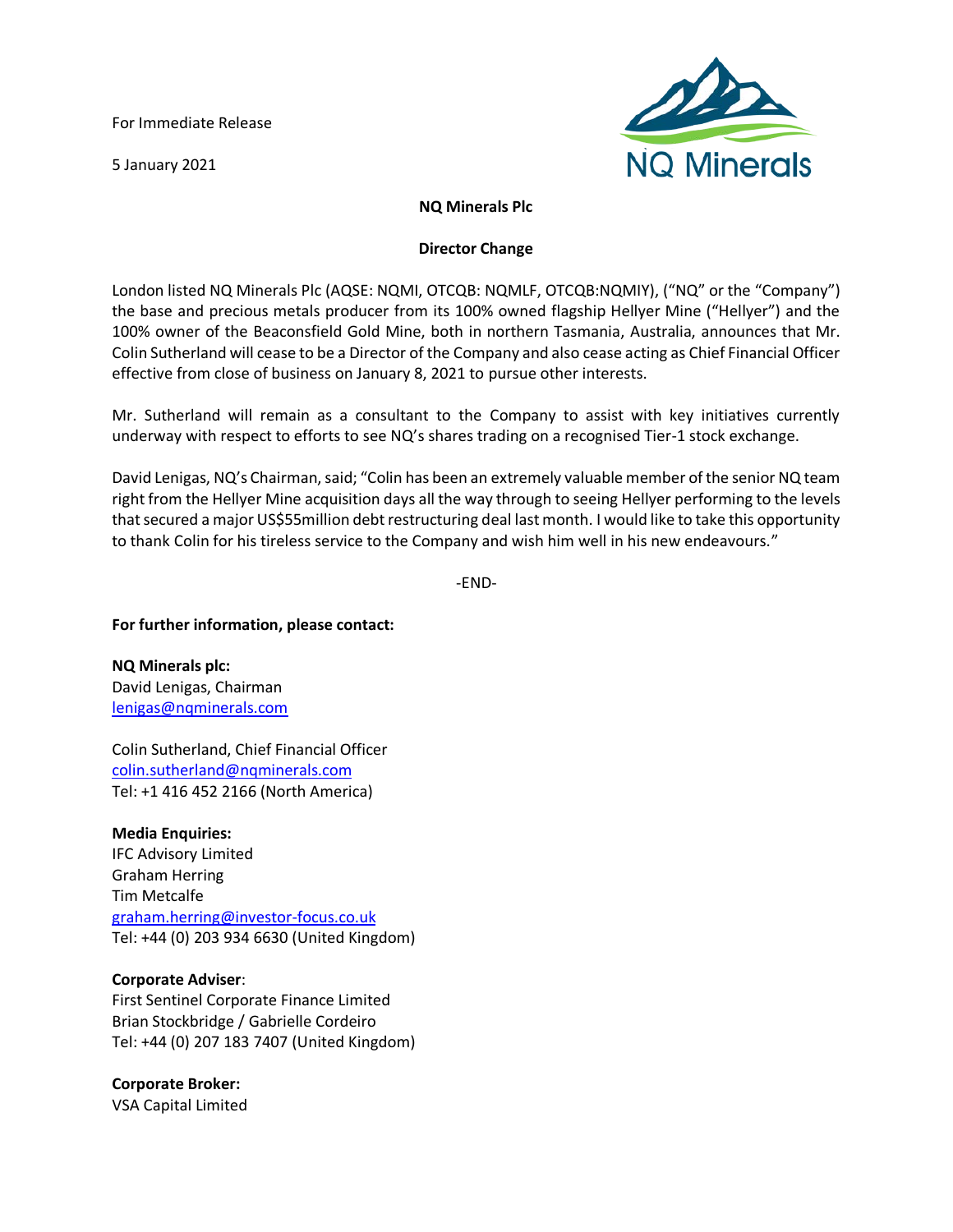For Immediate Release

5 January 2021

**NQ Minerals Plc**

**Director Change**

London listed NQ Minerals Plc (AQSE: NQMI, OTCQB: NQMLF, OTCQB:NQMIY), ("NQ" or the "Company") the base and precious metals producer from its 100% owned flagship Hellyer Mine ("Hellyer") and the 100% owner of the Beaconsfield Gold Mine, both in northern Tasmania, Australia, announces that Mr. Colin Sutherland will cease to be a Director of the Company and also cease acting as Chief Financial Officer effective from close of business on January 8, 2021 to pursue other interests.

Mr. Sutherland will remain as a consultant to the Company to assist with key initiatives currently underway with respect to efforts to see NQ's shares trading on a recognised Tier-1 stock exchange.

David Lenigas, NQ's Chairman, said; "Colin has been an extremely valuable member of the senior NQ team right from the Hellyer Mine acquisition days all the way through to seeing Hellyer performing to the levels that secured a major US$55million debt restructuring deal last month. I would like to take this opportunity to thank Colin for his tireless service to the Company and wish him well in his new endeavours."

-END-

**For further information, please contact:**

**NQ Minerals plc:**
David Lenigas, Chairman
lenigas@nqminerals.com

Colin Sutherland, Chief Financial Officer
colin.sutherland@nqminerals.com
Tel: +1 416 452 2166 (North America)

**Media Enquiries:**
IFC Advisory Limited
Graham Herring
Tim Metcalfe
graham.herring@investor-focus.co.uk
Tel: +44 (0) 203 934 6630 (United Kingdom)

**Corporate Adviser**:
First Sentinel Corporate Finance Limited
Brian Stockbridge / Gabrielle Cordeiro
Tel: +44 (0) 207 183 7407 (United Kingdom)

**Corporate Broker:**
VSA Capital Limited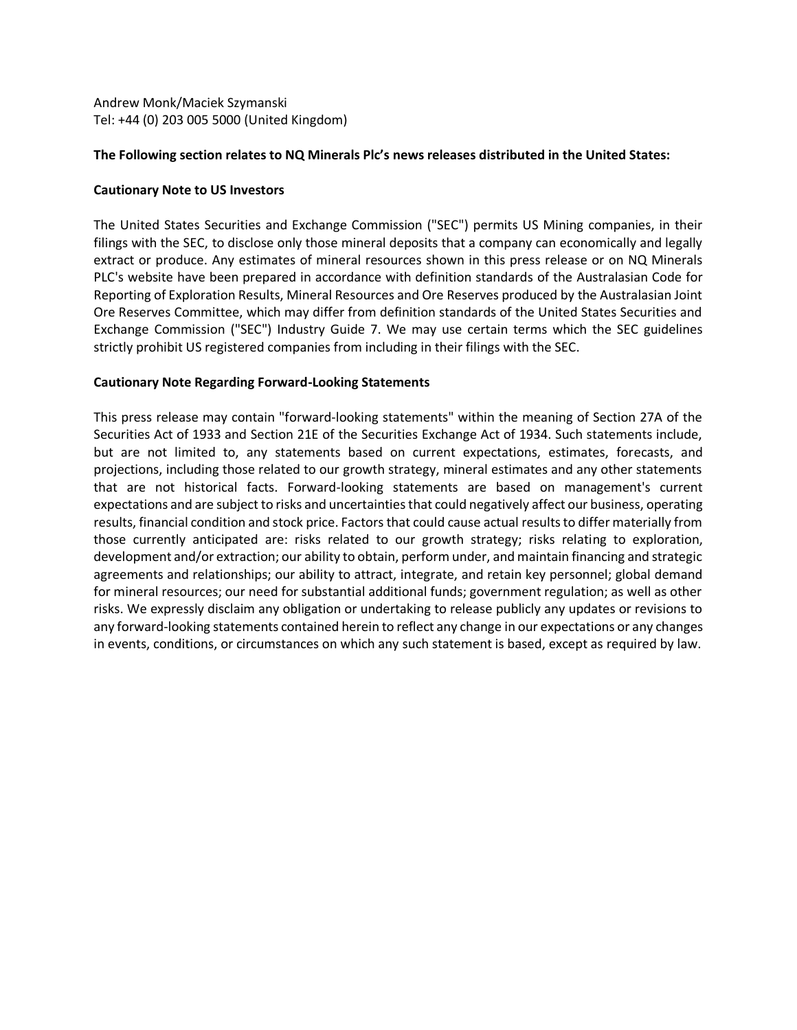Andrew Monk/Maciek Szymanski
Tel: +44 (0) 203 005 5000 (United Kingdom)

**The Following section relates to NQ Minerals Plc's news releases distributed in the United States:**

**Cautionary Note to US Investors**

The United States Securities and Exchange Commission ("SEC") permits US Mining companies, in their filings with the SEC, to disclose only those mineral deposits that a company can economically and legally extract or produce. Any estimates of mineral resources shown in this press release or on NQ Minerals PLC's website have been prepared in accordance with definition standards of the Australasian Code for Reporting of Exploration Results, Mineral Resources and Ore Reserves produced by the Australasian Joint Ore Reserves Committee, which may differ from definition standards of the United States Securities and Exchange Commission ("SEC") Industry Guide 7. We may use certain terms which the SEC guidelines strictly prohibit US registered companies from including in their filings with the SEC.

**Cautionary Note Regarding Forward-Looking Statements**

This press release may contain "forward-looking statements" within the meaning of Section 27A of the Securities Act of 1933 and Section 21E of the Securities Exchange Act of 1934. Such statements include, but are not limited to, any statements based on current expectations, estimates, forecasts, and projections, including those related to our growth strategy, mineral estimates and any other statements that are not historical facts. Forward-looking statements are based on management's current expectations and are subject to risks and uncertainties that could negatively affect our business, operating results, financial condition and stock price. Factors that could cause actual results to differ materially from those currently anticipated are: risks related to our growth strategy; risks relating to exploration, development and/or extraction; our ability to obtain, perform under, and maintain financing and strategic agreements and relationships; our ability to attract, integrate, and retain key personnel; global demand for mineral resources; our need for substantial additional funds; government regulation; as well as other risks. We expressly disclaim any obligation or undertaking to release publicly any updates or revisions to any forward-looking statements contained herein to reflect any change in our expectations or any changes in events, conditions, or circumstances on which any such statement is based, except as required by law.